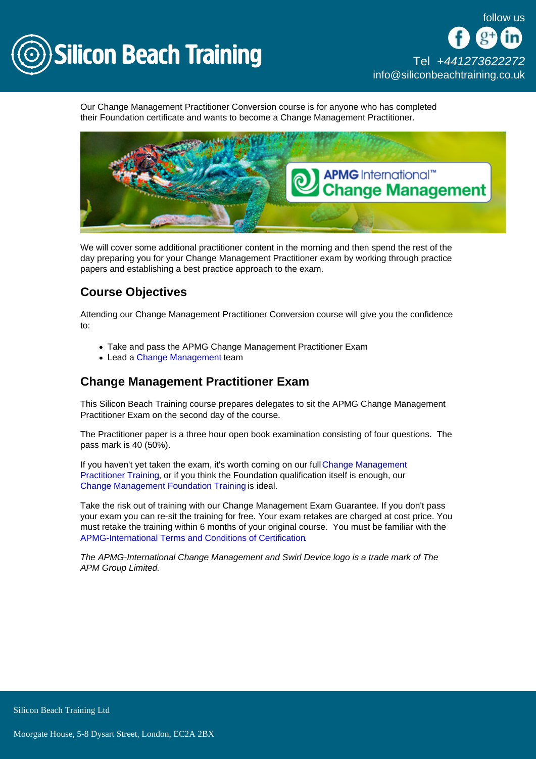Our Change Management Practitioner Conversion course is for anyone who has completed their Foundation certificate and wants to become a Change Management Practitioner.

We will cover some additional practitioner content in the morning and then spend the rest of the day preparing you for your Change Management Practitioner exam by working through practice papers and establishing a best practice approach to the exam.

## Course Objectives

Attending our Change Management Practitioner Conversion course will give you the confidence to:

- Take and pass the APMG Change Management Practitioner Exam
- Lead a Change Management team

## Change Management Practitioner Exam

This Silicon Beach Training course prepares delegates to sit the APMG Change Management Practitioner Exam on the second day of the course.

The Practitioner paper is a three hour open book examination consisting of four questions. The pass mark is 40 (50%).

If you haven't yet taken the exam, it's worth coming on our full Change Management Practitioner Training, or if you think the Foundation qualification itself is enough, our Change Management Foundation Training is ideal.

Take the risk out of training with our Change Management Exam Guarantee. If you don't pass your exam you can re-sit the training for free. Your exam retakes are charged at cost price. You must retake the training within 6 months of your original course. You must be familiar with the APMG-International Terms and Conditions of Certification.

*The APMG-International Change Management and Swirl Device logo is a trade mark of The APM Group Limited.*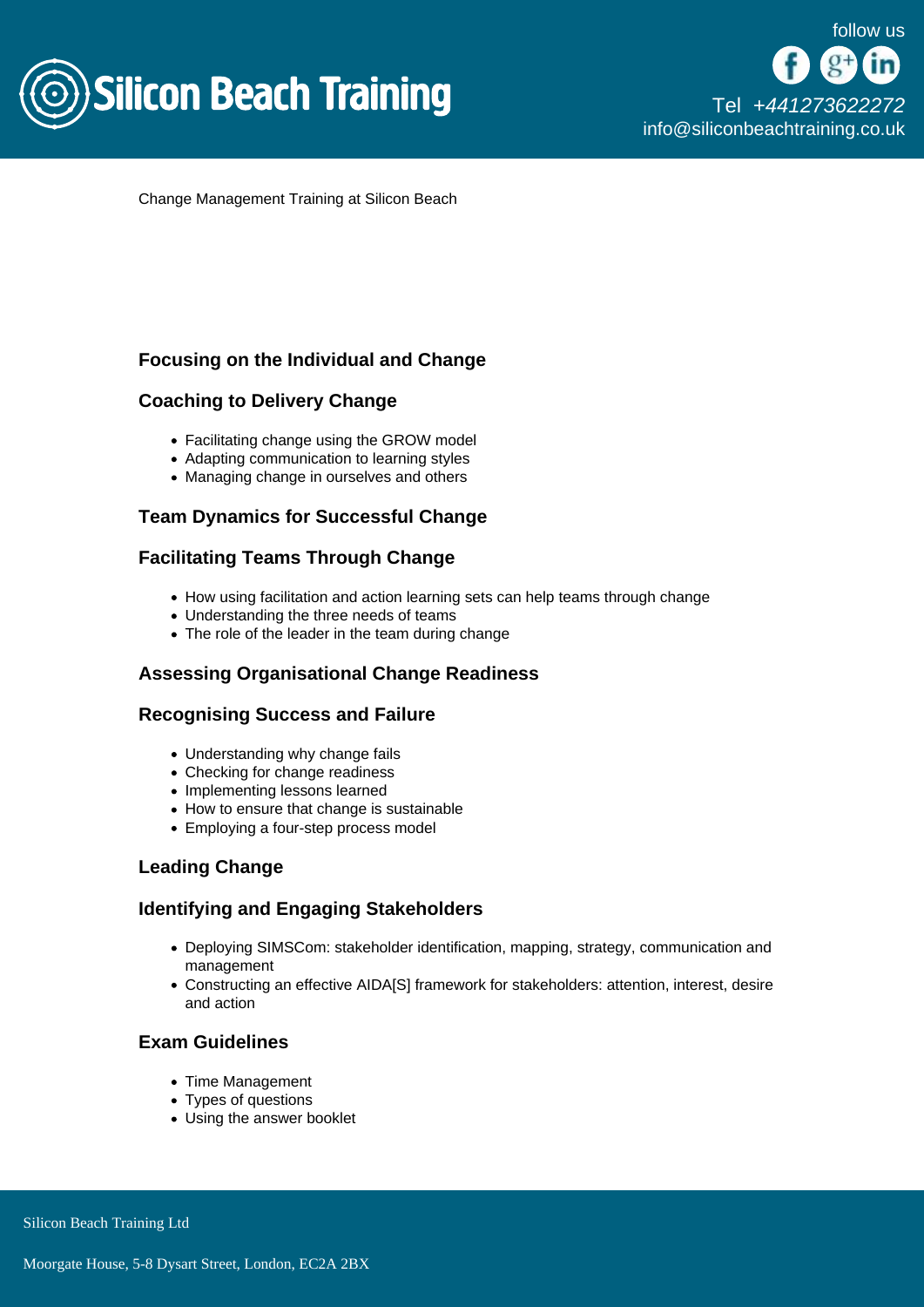Change Management Training at Silicon Beach

### Focusing on the Individual and Change

### Coaching to Delivery Change

- Facilitating change using the GROW model
- Adapting communication to learning styles
- Managing change in ourselves and others

### Team Dynamics for Successful Change

### Facilitating Teams Through Change

- How using facilitation and action learning sets can help teams through change
- Understanding the three needs of teams
- The role of the leader in the team during change

### Assessing Organisational Change Readiness

### Recognising Success and Failure

- Understanding why change fails
- Checking for change readiness
- Implementing lessons learned
- How to ensure that change is sustainable
- Employing a four-step process model

### Leading Change

### Identifying and Engaging Stakeholders

- Deploying SIMSCom: stakeholder identification, mapping, strategy, communication and management
- Constructing an effective AIDA[S] framework for stakeholders: attention, interest, desire and action

### Exam Guidelines

- Time Management
- Types of questions
- Using the answer booklet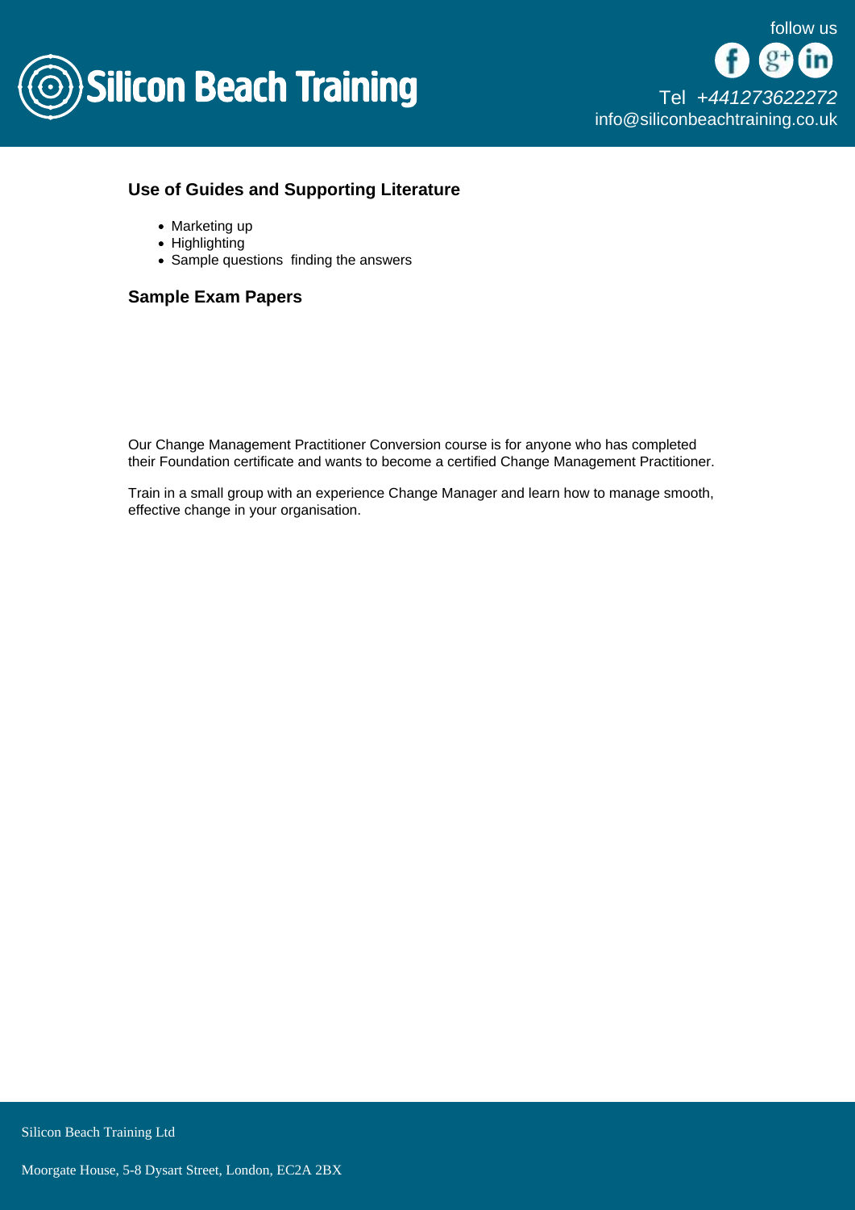### Use of Guides and Supporting Literature

- Marketing up
- Highlighting
- Sample questions  finding the answers

### Sample Exam Papers

Our Change Management Practitioner Conversion course is for anyone who has completed their Foundation certificate and wants to become a certified Change Management Practitioner.

Train in a small group with an experience Change Manager and learn how to manage smooth, effective change in your organisation.